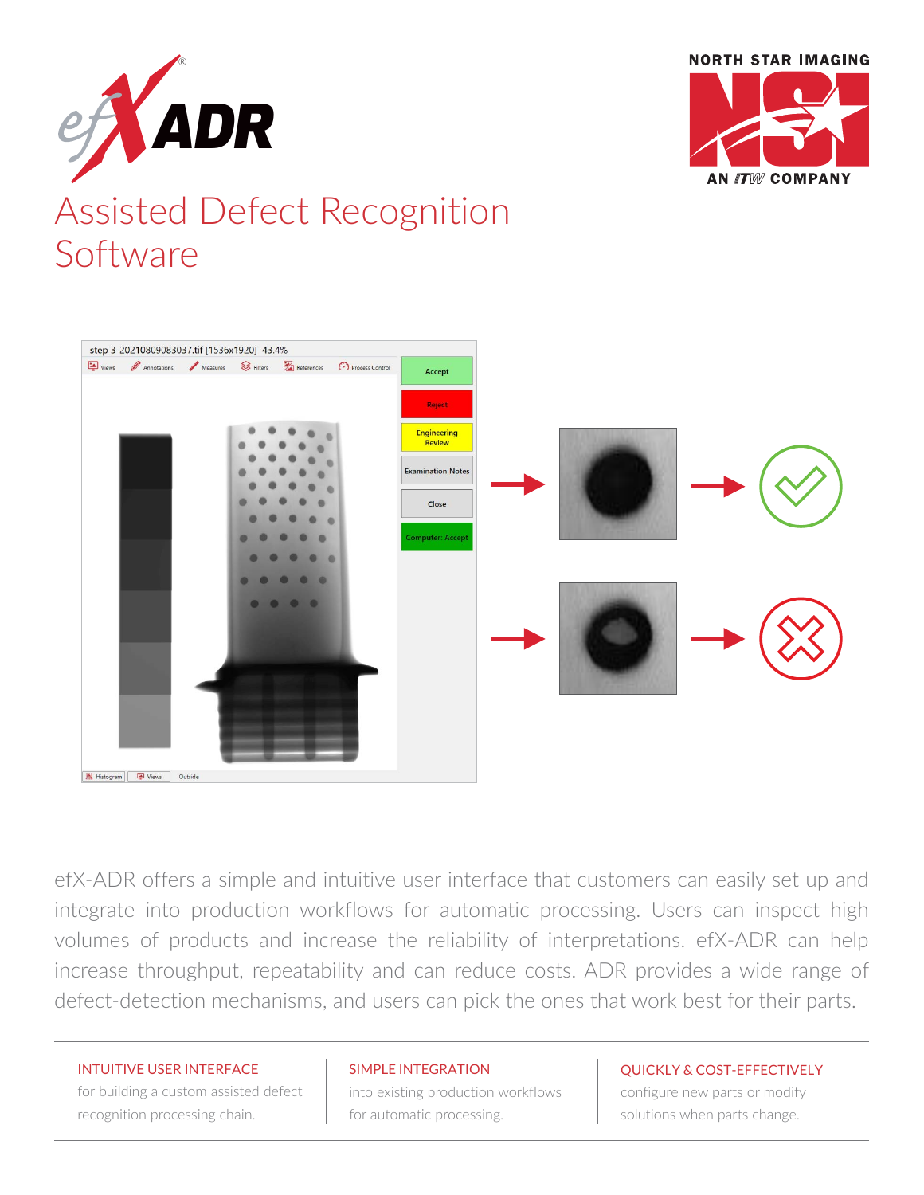# Assisted Defect Recognition Software

efX-ADR offers a simple and intuitive user interface that customers can easily set up and integrate into production workflows for automatic processing. Users can inspect high volumes of products and increase the reliability of interpretations. efX-ADR can help increase throughput, repeatability and can reduce costs. ADR provides a wide range of defect-detection mechanisms, and users can pick the ones that work best for their parts.

**INTUITIVE USER INTERFACE**
for building a custom assisted defect recognition processing chain.

**SIMPLE INTEGRATION**
into existing production workflows for automatic processing.

**QUICKLY & COST-EFFECTIVELY**
configure new parts or modify solutions when parts change.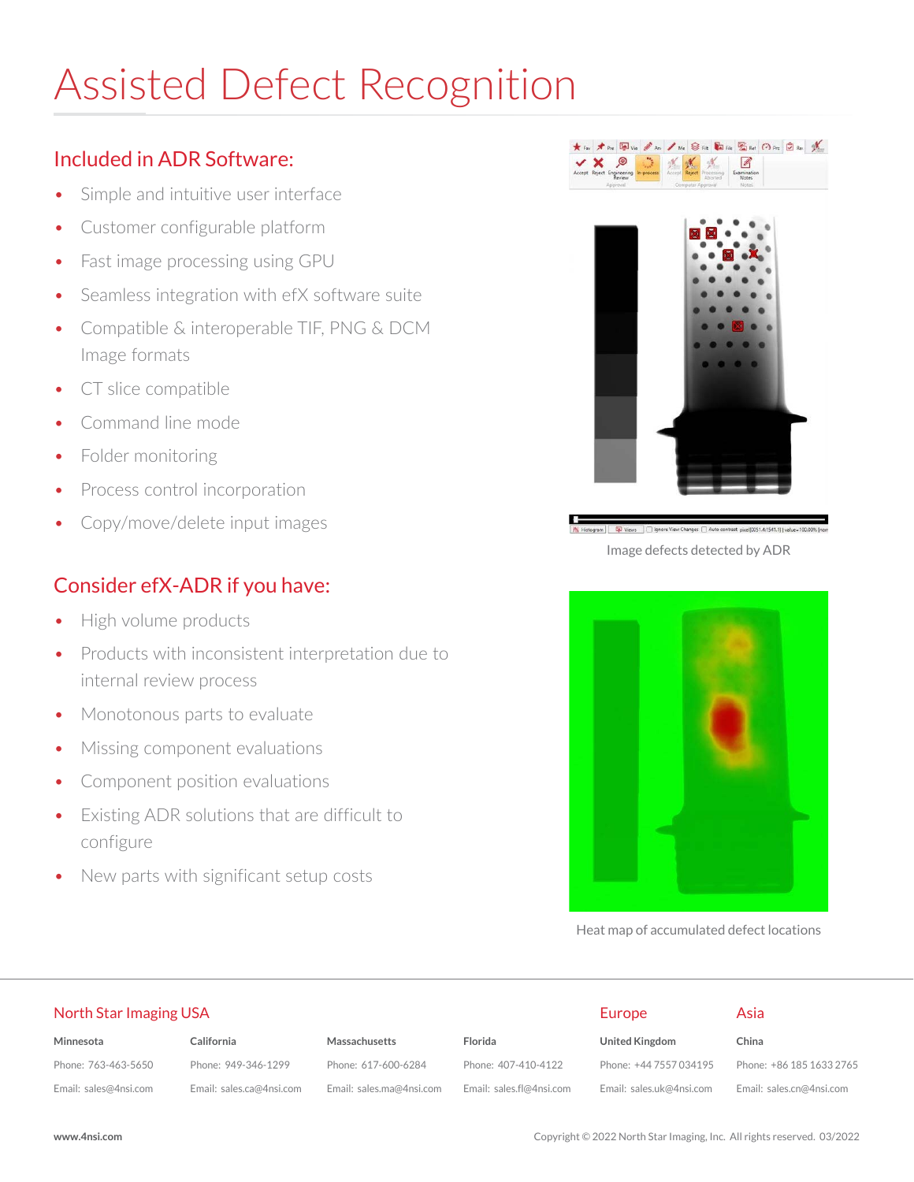# Assisted Defect Recognition

## Included in ADR Software:

- Simple and intuitive user interface
- Customer configurable platform
- Fast image processing using GPU
- Seamless integration with efX software suite
- Compatible & interoperable TIF, PNG & DCM Image formats
- CT slice compatible
- Command line mode
- Folder monitoring
- Process control incorporation
- Copy/move/delete input images

Image defects detected by ADR

## Consider efX-ADR if you have:

- High volume products
- Products with inconsistent interpretation due to internal review process
- Monotonous parts to evaluate
- Missing component evaluations
- Component position evaluations
- Existing ADR solutions that are difficult to configure
- New parts with significant setup costs

Heat map of accumulated defect locations

### North Star Imaging USA

| Minnesota | California | Massachusetts | Florida |
|---|---|---|---|
| Phone: 763-463-5650 | Phone: 949-346-1299 | Phone: 617-600-6284 | Phone: 407-410-4122 |
| Email: sales@4nsi.com | Email: sales.ca@4nsi.com | Email: sales.ma@4nsi.com | Email: sales.fl@4nsi.com |

### Europe

**United Kingdom**
Phone: +44 7557 034195
Email: sales.uk@4nsi.com

### Asia

**China**
Phone: +86 185 1633 2765
Email: sales.cn@4nsi.com

**www.4nsi.com**

Copyright © 2022 North Star Imaging, Inc. All rights reserved. 03/2022